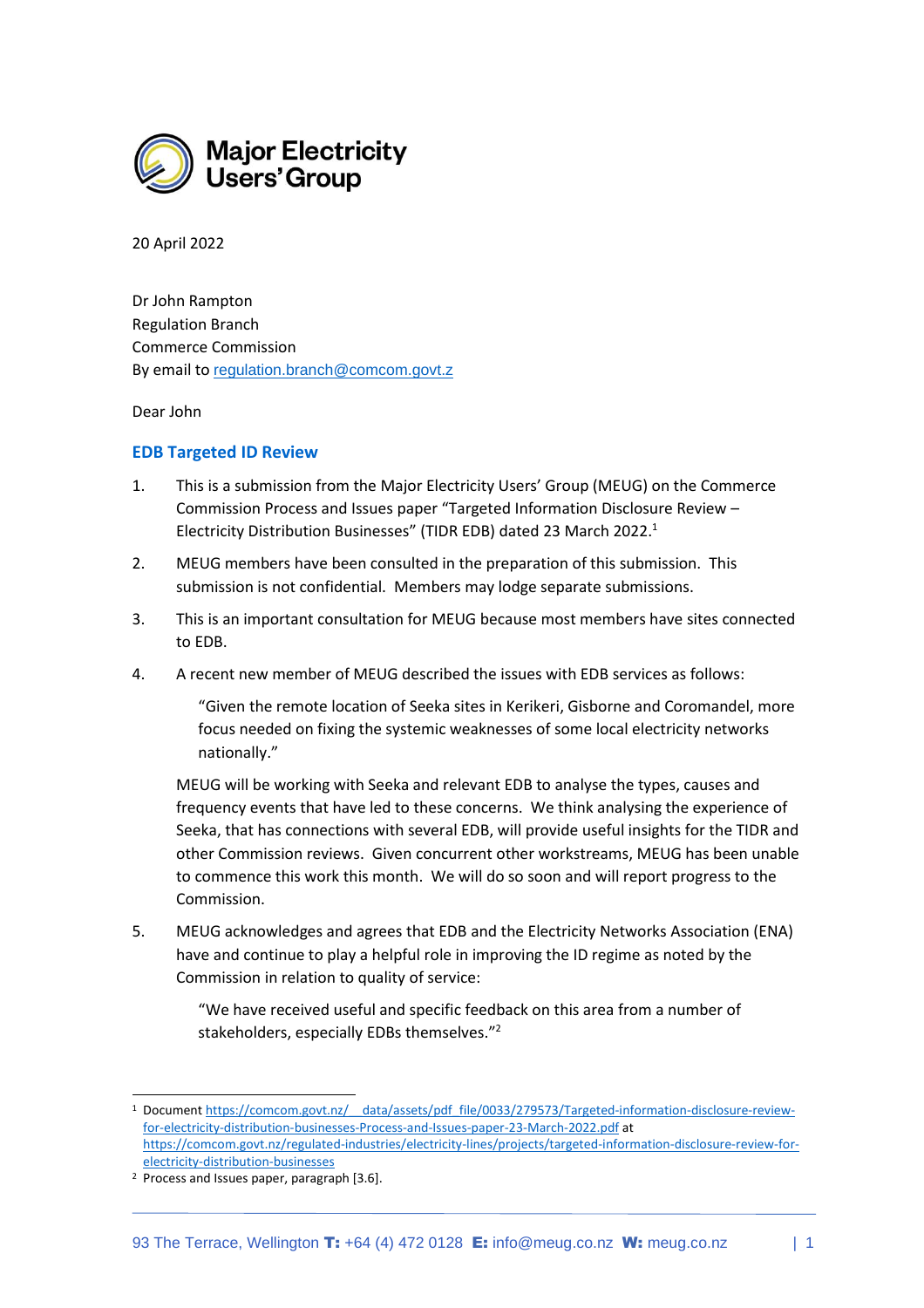# Major Electricity Users' Group

20 April 2022

Dr John Rampton
Regulation Branch
Commerce Commission
By email to regulation.branch@comcom.govt.z

Dear John

## EDB Targeted ID Review

1. This is a submission from the Major Electricity Users' Group (MEUG) on the Commerce Commission Process and Issues paper "Targeted Information Disclosure Review – Electricity Distribution Businesses" (TIDR EDB) dated 23 March 2022.[1]

2. MEUG members have been consulted in the preparation of this submission. This submission is not confidential. Members may lodge separate submissions.

3. This is an important consultation for MEUG because most members have sites connected to EDB.

4. A recent new member of MEUG described the issues with EDB services as follows:

   > "Given the remote location of Seeka sites in Kerikeri, Gisborne and Coromandel, more focus needed on fixing the systemic weaknesses of some local electricity networks nationally."

   MEUG will be working with Seeka and relevant EDB to analyse the types, causes and frequency events that have led to these concerns. We think analysing the experience of Seeka, that has connections with several EDB, will provide useful insights for the TIDR and other Commission reviews. Given concurrent other workstreams, MEUG has been unable to commence this work this month. We will do so soon and will report progress to the Commission.

5. MEUG acknowledges and agrees that EDB and the Electricity Networks Association (ENA) have and continue to play a helpful role in improving the ID regime as noted by the Commission in relation to quality of service:

   > "We have received useful and specific feedback on this area from a number of stakeholders, especially EDBs themselves."[2]

---

[1] Document https://comcom.govt.nz/__data/assets/pdf_file/0033/279573/Targeted-information-disclosure-review-for-electricity-distribution-businesses-Process-and-Issues-paper-23-March-2022.pdf at https://comcom.govt.nz/regulated-industries/electricity-lines/projects/targeted-information-disclosure-review-for-electricity-distribution-businesses

[2] Process and Issues paper, paragraph [3.6].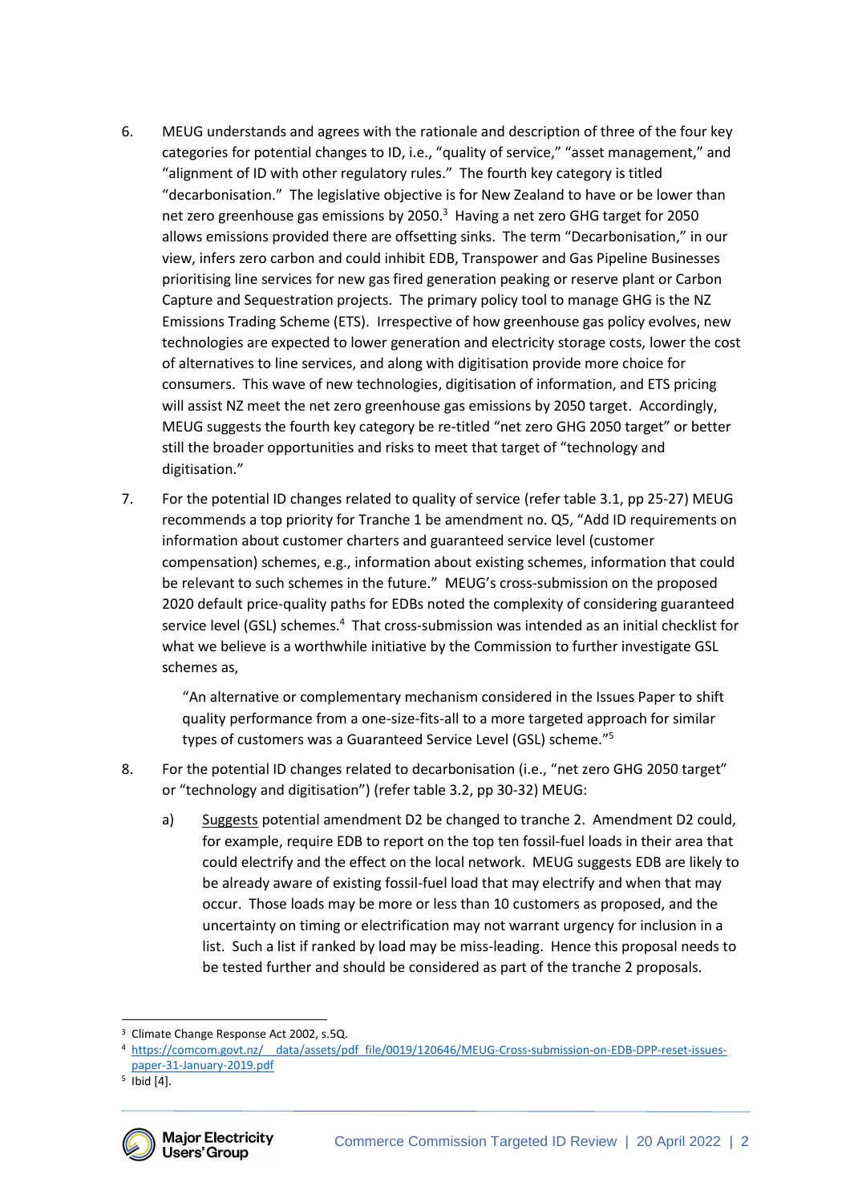6. MEUG understands and agrees with the rationale and description of three of the four key categories for potential changes to ID, i.e., "quality of service," "asset management," and "alignment of ID with other regulatory rules." The fourth key category is titled "decarbonisation." The legislative objective is for New Zealand to have or be lower than net zero greenhouse gas emissions by 2050.[3] Having a net zero GHG target for 2050 allows emissions provided there are offsetting sinks. The term "Decarbonisation," in our view, infers zero carbon and could inhibit EDB, Transpower and Gas Pipeline Businesses prioritising line services for new gas fired generation peaking or reserve plant or Carbon Capture and Sequestration projects. The primary policy tool to manage GHG is the NZ Emissions Trading Scheme (ETS). Irrespective of how greenhouse gas policy evolves, new technologies are expected to lower generation and electricity storage costs, lower the cost of alternatives to line services, and along with digitisation provide more choice for consumers. This wave of new technologies, digitisation of information, and ETS pricing will assist NZ meet the net zero greenhouse gas emissions by 2050 target. Accordingly, MEUG suggests the fourth key category be re-titled "net zero GHG 2050 target" or better still the broader opportunities and risks to meet that target of "technology and digitisation."

7. For the potential ID changes related to quality of service (refer table 3.1, pp 25-27) MEUG recommends a top priority for Tranche 1 be amendment no. Q5, "Add ID requirements on information about customer charters and guaranteed service level (customer compensation) schemes, e.g., information about existing schemes, information that could be relevant to such schemes in the future." MEUG's cross-submission on the proposed 2020 default price-quality paths for EDBs noted the complexity of considering guaranteed service level (GSL) schemes.[4] That cross-submission was intended as an initial checklist for what we believe is a worthwhile initiative by the Commission to further investigate GSL schemes as,

   > "An alternative or complementary mechanism considered in the Issues Paper to shift quality performance from a one-size-fits-all to a more targeted approach for similar types of customers was a Guaranteed Service Level (GSL) scheme."[5]

8. For the potential ID changes related to decarbonisation (i.e., "net zero GHG 2050 target" or "technology and digitisation") (refer table 3.2, pp 30-32) MEUG:

   a) <u>Suggests</u> potential amendment D2 be changed to tranche 2. Amendment D2 could, for example, require EDB to report on the top ten fossil-fuel loads in their area that could electrify and the effect on the local network. MEUG suggests EDB are likely to be already aware of existing fossil-fuel load that may electrify and when that may occur. Those loads may be more or less than 10 customers as proposed, and the uncertainty on timing or electrification may not warrant urgency for inclusion in a list. Such a list if ranked by load may be miss-leading. Hence this proposal needs to be tested further and should be considered as part of the tranche 2 proposals.

---

[3] Climate Change Response Act 2002, s.5Q.

[4] https://comcom.govt.nz/__data/assets/pdf_file/0019/120646/MEUG-Cross-submission-on-EDB-DPP-reset-issues-paper-31-January-2019.pdf

[5] Ibid [4].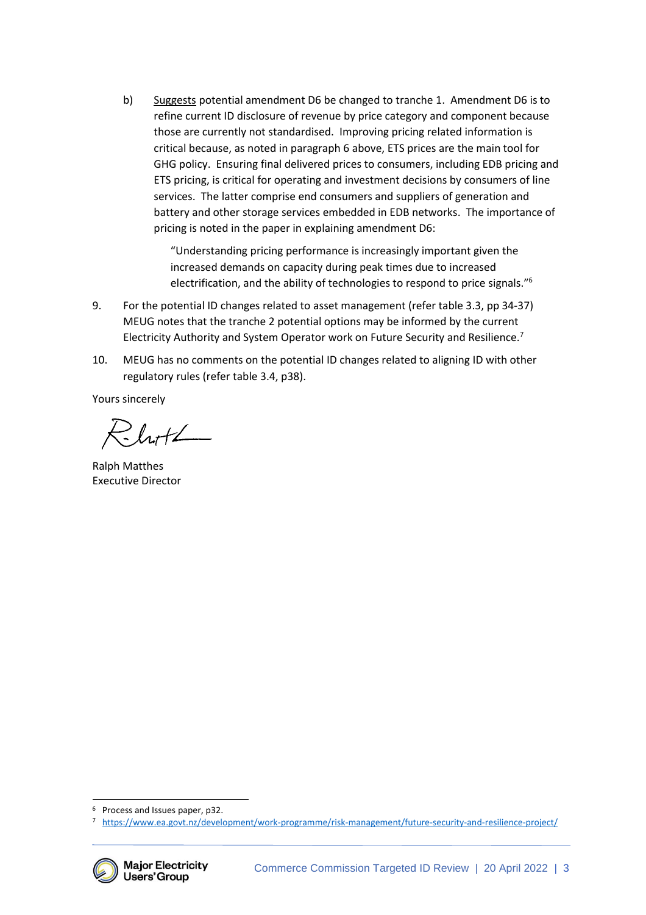b) <u>Suggests</u> potential amendment D6 be changed to tranche 1. Amendment D6 is to refine current ID disclosure of revenue by price category and component because those are currently not standardised. Improving pricing related information is critical because, as noted in paragraph 6 above, ETS prices are the main tool for GHG policy. Ensuring final delivered prices to consumers, including EDB pricing and ETS pricing, is critical for operating and investment decisions by consumers of line services. The latter comprise end consumers and suppliers of generation and battery and other storage services embedded in EDB networks. The importance of pricing is noted in the paper in explaining amendment D6:

> "Understanding pricing performance is increasingly important given the increased demands on capacity during peak times due to increased electrification, and the ability of technologies to respond to price signals."[6]

9. For the potential ID changes related to asset management (refer table 3.3, pp 34-37) MEUG notes that the tranche 2 potential options may be informed by the current Electricity Authority and System Operator work on Future Security and Resilience.[7]

10. MEUG has no comments on the potential ID changes related to aligning ID with other regulatory rules (refer table 3.4, p38).

Yours sincerely

Ralph Matthes
Executive Director

---

[6] Process and Issues paper, p32.

[7] https://www.ea.govt.nz/development/work-programme/risk-management/future-security-and-resilience-project/